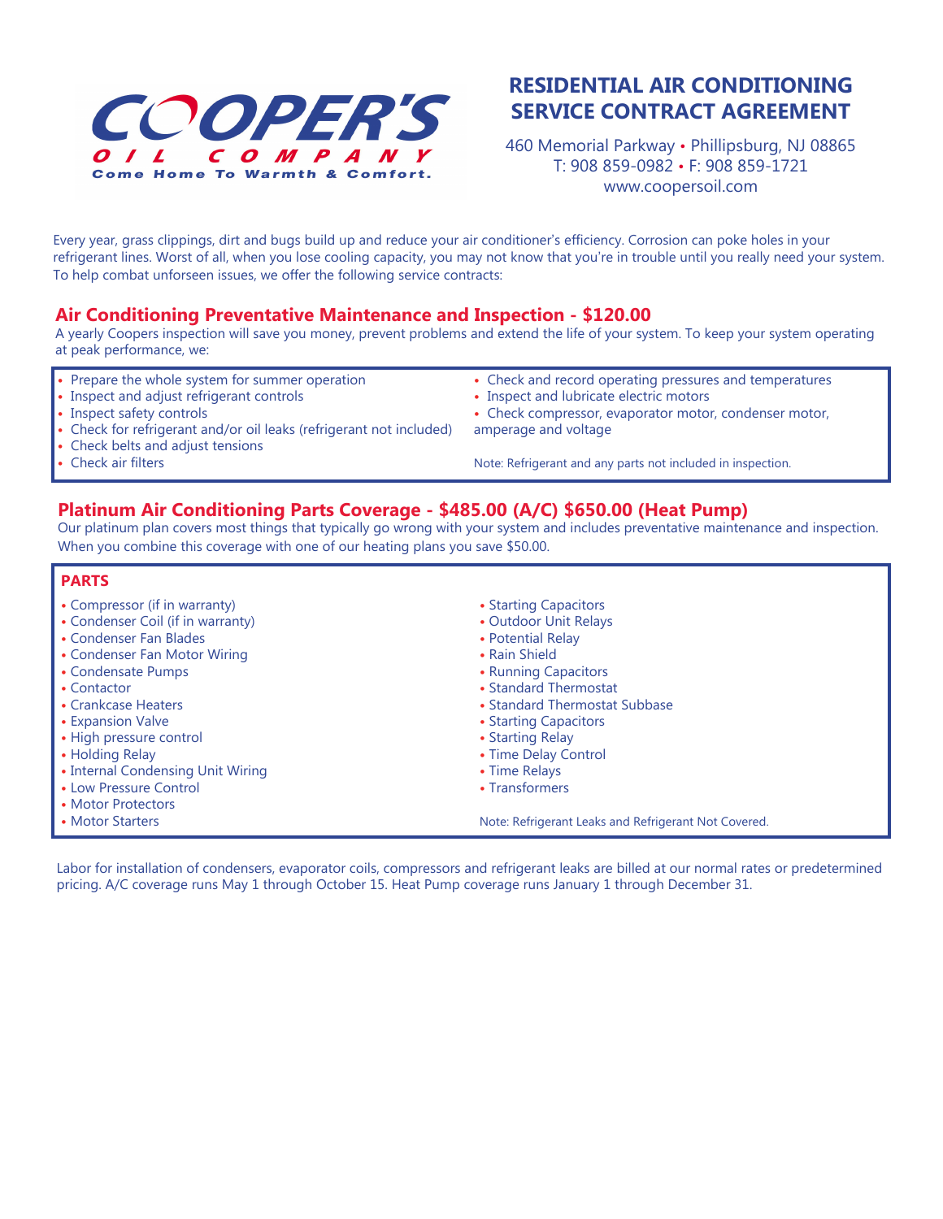# COOPER'S OIL COMPANY

Come Home To Warmth & Comfort.

## RESIDENTIAL AIR CONDITIONING SERVICE CONTRACT AGREEMENT

460 Memorial Parkway • Phillipsburg, NJ 08865
T: 908 859-0982 • F: 908 859-1721
www.coopersoil.com

Every year, grass clippings, dirt and bugs build up and reduce your air conditioner's efficiency. Corrosion can poke holes in your refrigerant lines. Worst of all, when you lose cooling capacity, you may not know that you're in trouble until you really need your system. To help combat unforseen issues, we offer the following service contracts:

## Air Conditioning Preventative Maintenance and Inspection - $120.00

A yearly Coopers inspection will save you money, prevent problems and extend the life of your system. To keep your system operating at peak performance, we:

- Prepare the whole system for summer operation
- Inspect and adjust refrigerant controls
- Inspect safety controls
- Check for refrigerant and/or oil leaks (refrigerant not included)
- Check belts and adjust tensions
- Check air filters
- Check and record operating pressures and temperatures
- Inspect and lubricate electric motors
- Check compressor, evaporator motor, condenser motor, amperage and voltage

Note: Refrigerant and any parts not included in inspection.

## Platinum Air Conditioning Parts Coverage - $485.00 (A/C) $650.00 (Heat Pump)

Our platinum plan covers most things that typically go wrong with your system and includes preventative maintenance and inspection. When you combine this coverage with one of our heating plans you save $50.00.

### PARTS

- Compressor (if in warranty)
- Condenser Coil (if in warranty)
- Condenser Fan Blades
- Condenser Fan Motor Wiring
- Condensate Pumps
- Contactor
- Crankcase Heaters
- Expansion Valve
- High pressure control
- Holding Relay
- Internal Condensing Unit Wiring
- Low Pressure Control
- Motor Protectors
- Motor Starters
- Starting Capacitors
- Outdoor Unit Relays
- Potential Relay
- Rain Shield
- Running Capacitors
- Standard Thermostat
- Standard Thermostat Subbase
- Starting Capacitors
- Starting Relay
- Time Delay Control
- Time Relays
- Transformers

Note: Refrigerant Leaks and Refrigerant Not Covered.

Labor for installation of condensers, evaporator coils, compressors and refrigerant leaks are billed at our normal rates or predetermined pricing. A/C coverage runs May 1 through October 15. Heat Pump coverage runs January 1 through December 31.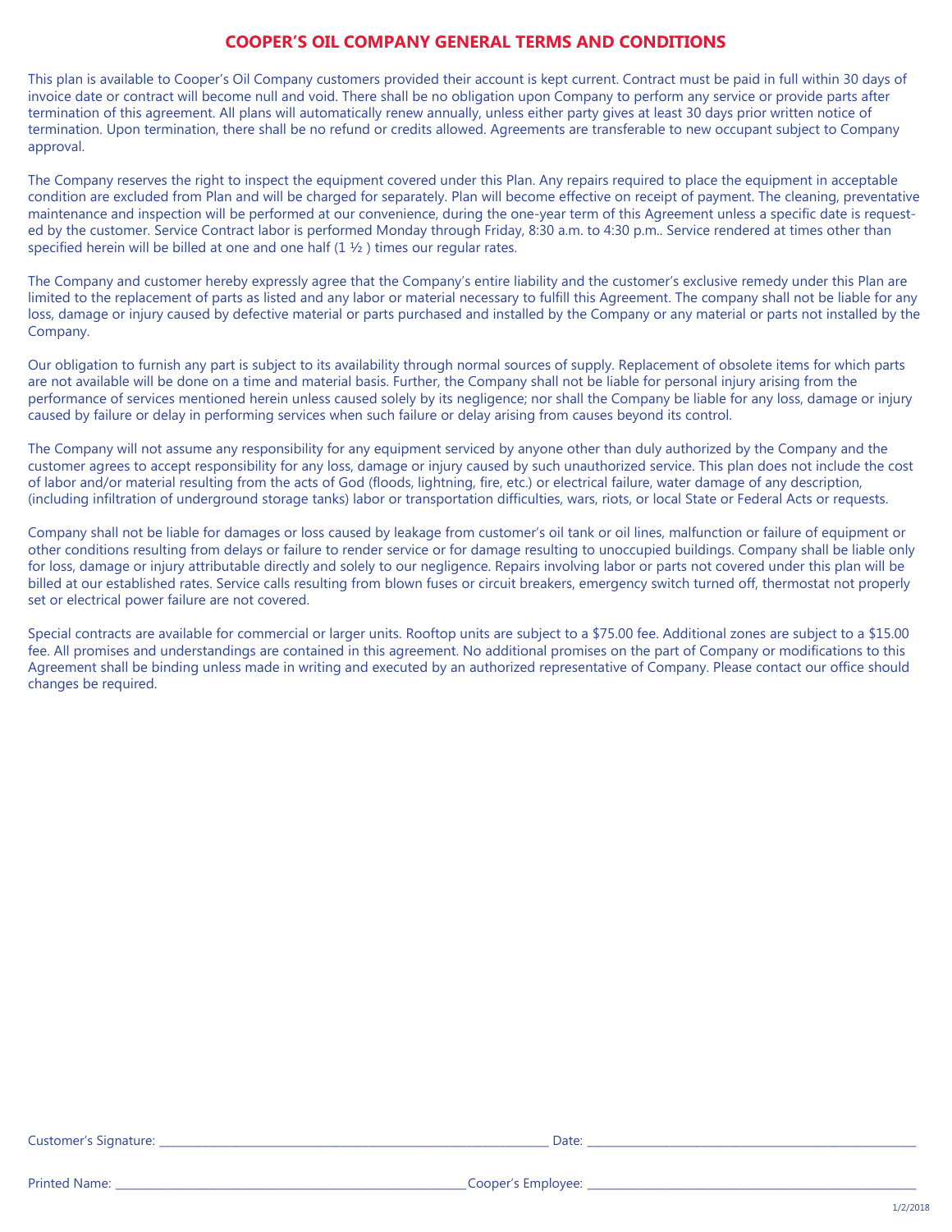# COOPER'S OIL COMPANY GENERAL TERMS AND CONDITIONS

This plan is available to Cooper's Oil Company customers provided their account is kept current. Contract must be paid in full within 30 days of invoice date or contract will become null and void. There shall be no obligation upon Company to perform any service or provide parts after termination of this agreement. All plans will automatically renew annually, unless either party gives at least 30 days prior written notice of termination. Upon termination, there shall be no refund or credits allowed. Agreements are transferable to new occupant subject to Company approval.

The Company reserves the right to inspect the equipment covered under this Plan. Any repairs required to place the equipment in acceptable condition are excluded from Plan and will be charged for separately. Plan will become effective on receipt of payment. The cleaning, preventative maintenance and inspection will be performed at our convenience, during the one-year term of this Agreement unless a specific date is requested by the customer. Service Contract labor is performed Monday through Friday, 8:30 a.m. to 4:30 p.m.. Service rendered at times other than specified herein will be billed at one and one half (1 ½ ) times our regular rates.

The Company and customer hereby expressly agree that the Company's entire liability and the customer's exclusive remedy under this Plan are limited to the replacement of parts as listed and any labor or material necessary to fulfill this Agreement. The company shall not be liable for any loss, damage or injury caused by defective material or parts purchased and installed by the Company or any material or parts not installed by the Company.

Our obligation to furnish any part is subject to its availability through normal sources of supply. Replacement of obsolete items for which parts are not available will be done on a time and material basis. Further, the Company shall not be liable for personal injury arising from the performance of services mentioned herein unless caused solely by its negligence; nor shall the Company be liable for any loss, damage or injury caused by failure or delay in performing services when such failure or delay arising from causes beyond its control.

The Company will not assume any responsibility for any equipment serviced by anyone other than duly authorized by the Company and the customer agrees to accept responsibility for any loss, damage or injury caused by such unauthorized service. This plan does not include the cost of labor and/or material resulting from the acts of God (floods, lightning, fire, etc.) or electrical failure, water damage of any description, (including infiltration of underground storage tanks) labor or transportation difficulties, wars, riots, or local State or Federal Acts or requests.

Company shall not be liable for damages or loss caused by leakage from customer's oil tank or oil lines, malfunction or failure of equipment or other conditions resulting from delays or failure to render service or for damage resulting to unoccupied buildings. Company shall be liable only for loss, damage or injury attributable directly and solely to our negligence. Repairs involving labor or parts not covered under this plan will be billed at our established rates. Service calls resulting from blown fuses or circuit breakers, emergency switch turned off, thermostat not properly set or electrical power failure are not covered.

Special contracts are available for commercial or larger units. Rooftop units are subject to a $75.00 fee. Additional zones are subject to a $15.00 fee. All promises and understandings are contained in this agreement. No additional promises on the part of Company or modifications to this Agreement shall be binding unless made in writing and executed by an authorized representative of Company. Please contact our office should changes be required.

Customer's Signature: ______________________________ Date: ______________________________

Printed Name: ______________________________ Cooper's Employee: ______________________________

1/2/2018